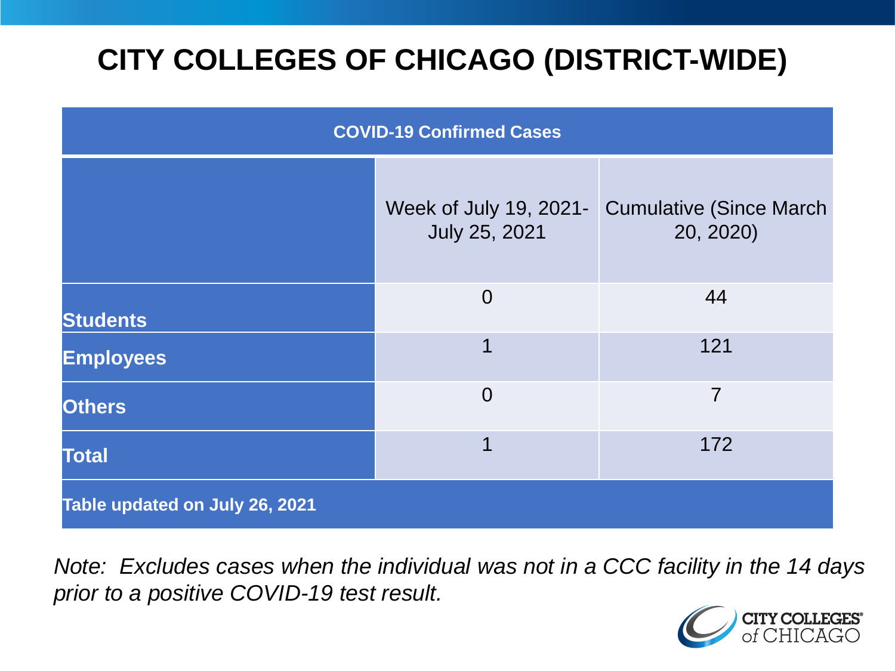# CITY COLLEGES OF CHICAGO (DISTRICT-WIDE)

| COVID-19 Confirmed Cases | | |
|---|---|---|
| | Week of July 19, 2021- July 25, 2021 | Cumulative (Since March 20, 2020) |
| **Students** | 0 | 44 |
| **Employees** | 1 | 121 |
| **Others** | 0 | 7 |
| **Total** | 1 | 172 |
| **Table updated on July 26, 2021** | | |

*Note: Excludes cases when the individual was not in a CCC facility in the 14 days prior to a positive COVID-19 test result.*

CITY COLLEGES of CHICAGO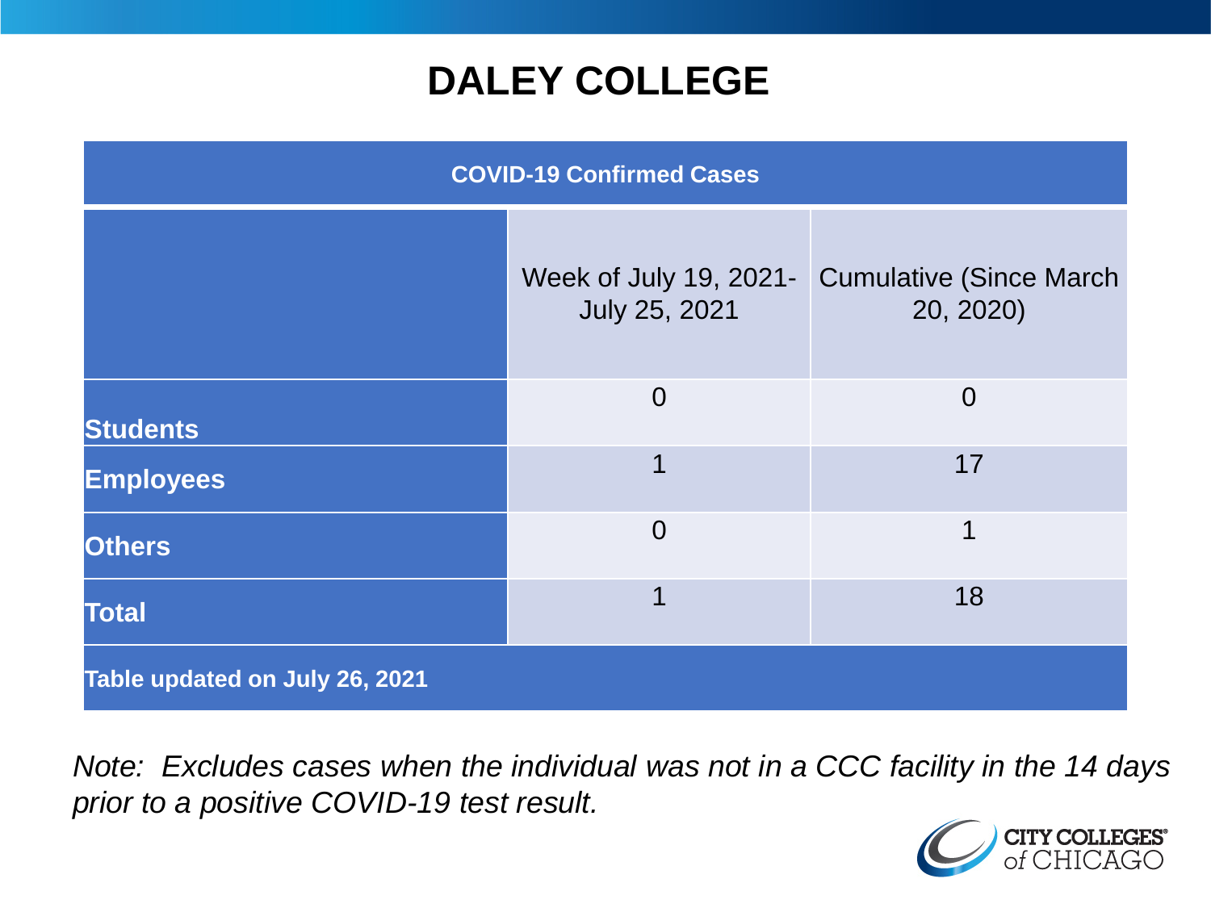# DALEY COLLEGE

| COVID-19 Confirmed Cases | | |
|---|---|---|
| | Week of July 19, 2021- July 25, 2021 | Cumulative (Since March 20, 2020) |
| **Students** | 0 | 0 |
| **Employees** | 1 | 17 |
| **Others** | 0 | 1 |
| **Total** | 1 | 18 |
| **Table updated on July 26, 2021** | | |

*Note: Excludes cases when the individual was not in a CCC facility in the 14 days prior to a positive COVID-19 test result.*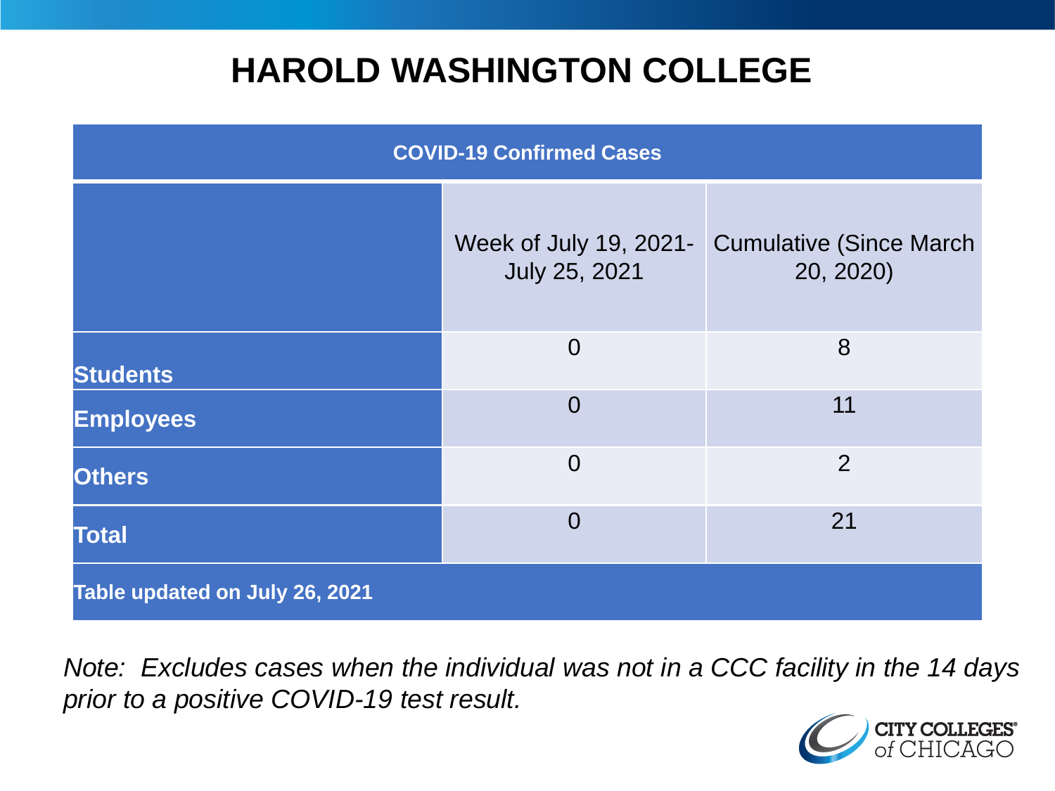# HAROLD WASHINGTON COLLEGE

| COVID-19 Confirmed Cases | | |
|---|---|---|
| | Week of July 19, 2021-July 25, 2021 | Cumulative (Since March 20, 2020) |
| **Students** | 0 | 8 |
| **Employees** | 0 | 11 |
| **Others** | 0 | 2 |
| **Total** | 0 | 21 |
| **Table updated on July 26, 2021** | | |

*Note: Excludes cases when the individual was not in a CCC facility in the 14 days prior to a positive COVID-19 test result.*

CITY COLLEGES of CHICAGO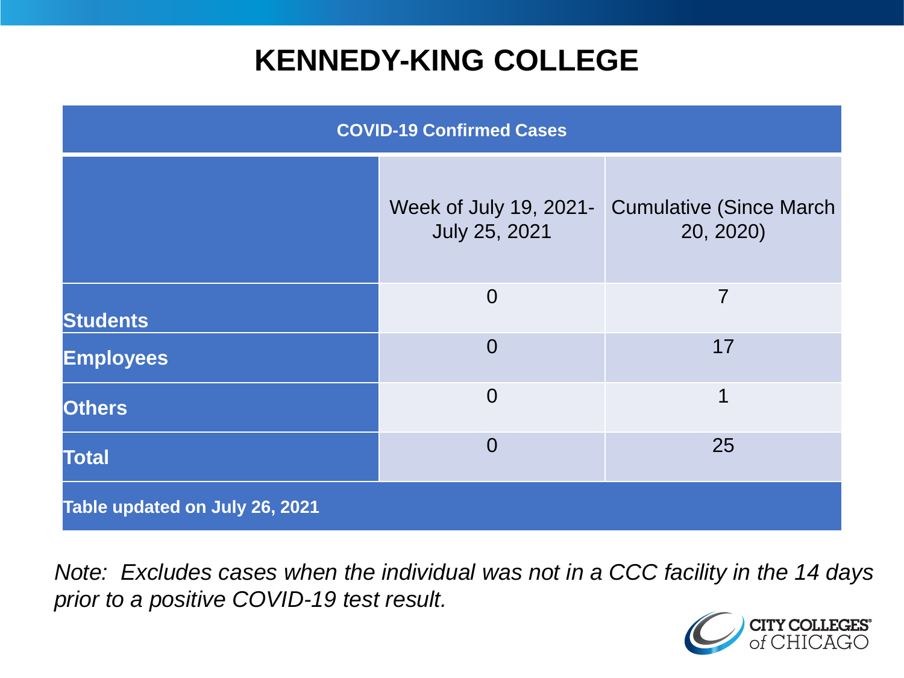# KENNEDY-KING COLLEGE

| COVID-19 Confirmed Cases | | |
|---|---|---|
| | Week of July 19, 2021- July 25, 2021 | Cumulative (Since March 20, 2020) |
| **Students** | 0 | 7 |
| **Employees** | 0 | 17 |
| **Others** | 0 | 1 |
| **Total** | 0 | 25 |
| **Table updated on July 26, 2021** | | |

*Note: Excludes cases when the individual was not in a CCC facility in the 14 days prior to a positive COVID-19 test result.*

CITY COLLEGES of CHICAGO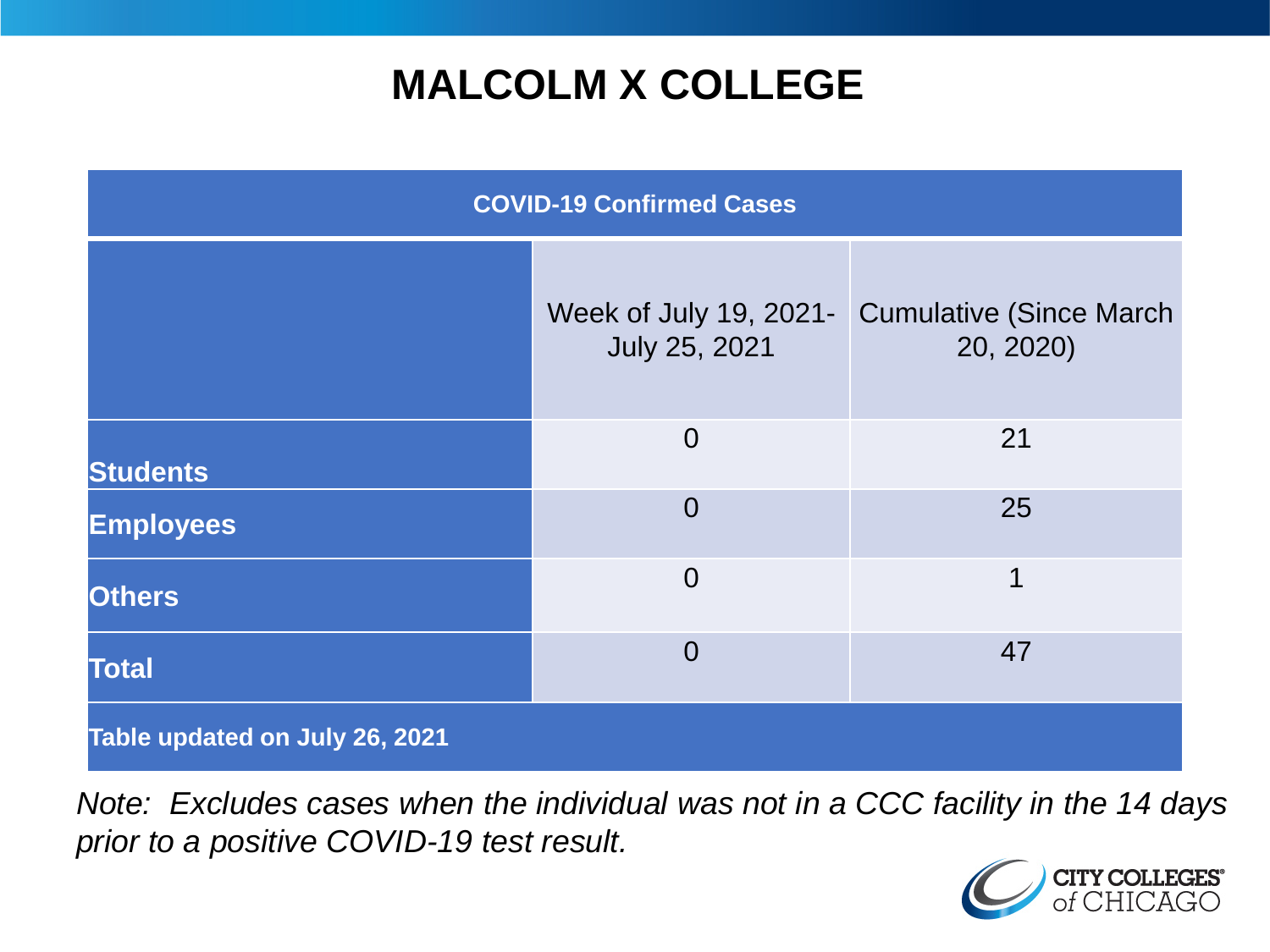# MALCOLM X COLLEGE

| COVID-19 Confirmed Cases | | |
|---|---|---|
| | Week of July 19, 2021- July 25, 2021 | Cumulative (Since March 20, 2020) |
| **Students** | 0 | 21 |
| **Employees** | 0 | 25 |
| **Others** | 0 | 1 |
| **Total** | 0 | 47 |
| **Table updated on July 26, 2021** | | |

*Note: Excludes cases when the individual was not in a CCC facility in the 14 days prior to a positive COVID-19 test result.*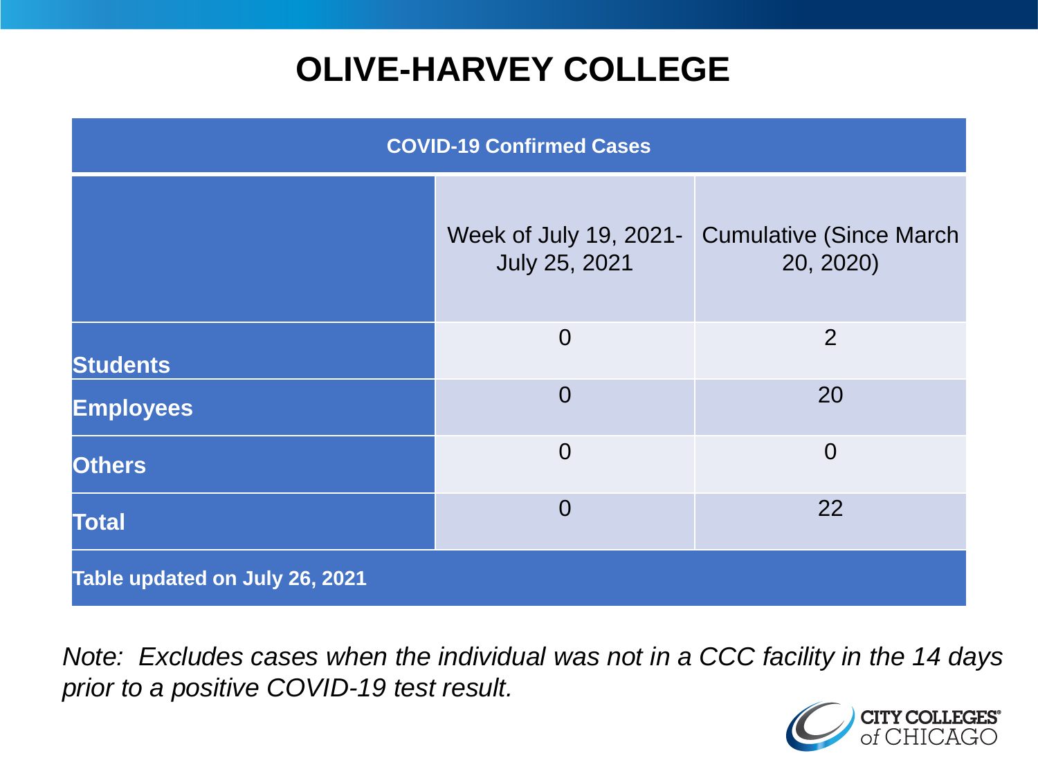# OLIVE-HARVEY COLLEGE

| COVID-19 Confirmed Cases | | |
|---|---|---|
| | Week of July 19, 2021- July 25, 2021 | Cumulative (Since March 20, 2020) |
| **Students** | 0 | 2 |
| **Employees** | 0 | 20 |
| **Others** | 0 | 0 |
| **Total** | 0 | 22 |
| **Table updated on July 26, 2021** | | |

*Note: Excludes cases when the individual was not in a CCC facility in the 14 days prior to a positive COVID-19 test result.*

CITY COLLEGES of CHICAGO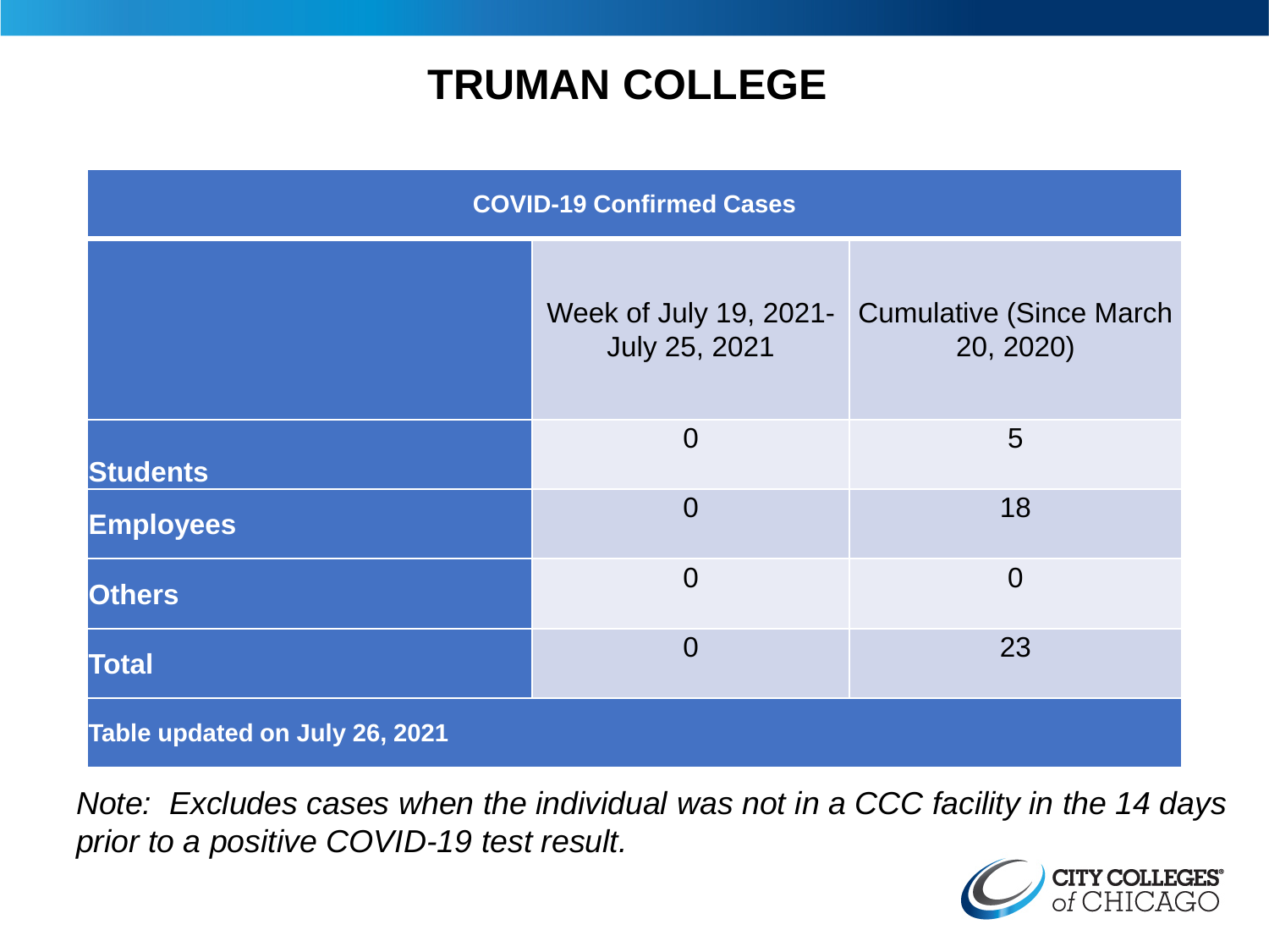# TRUMAN COLLEGE

| COVID-19 Confirmed Cases | | |
|---|---|---|
| | Week of July 19, 2021-July 25, 2021 | Cumulative (Since March 20, 2020) |
| **Students** | 0 | 5 |
| **Employees** | 0 | 18 |
| **Others** | 0 | 0 |
| **Total** | 0 | 23 |
| **Table updated on July 26, 2021** | | |

*Note: Excludes cases when the individual was not in a CCC facility in the 14 days prior to a positive COVID-19 test result.*

CITY COLLEGES of CHICAGO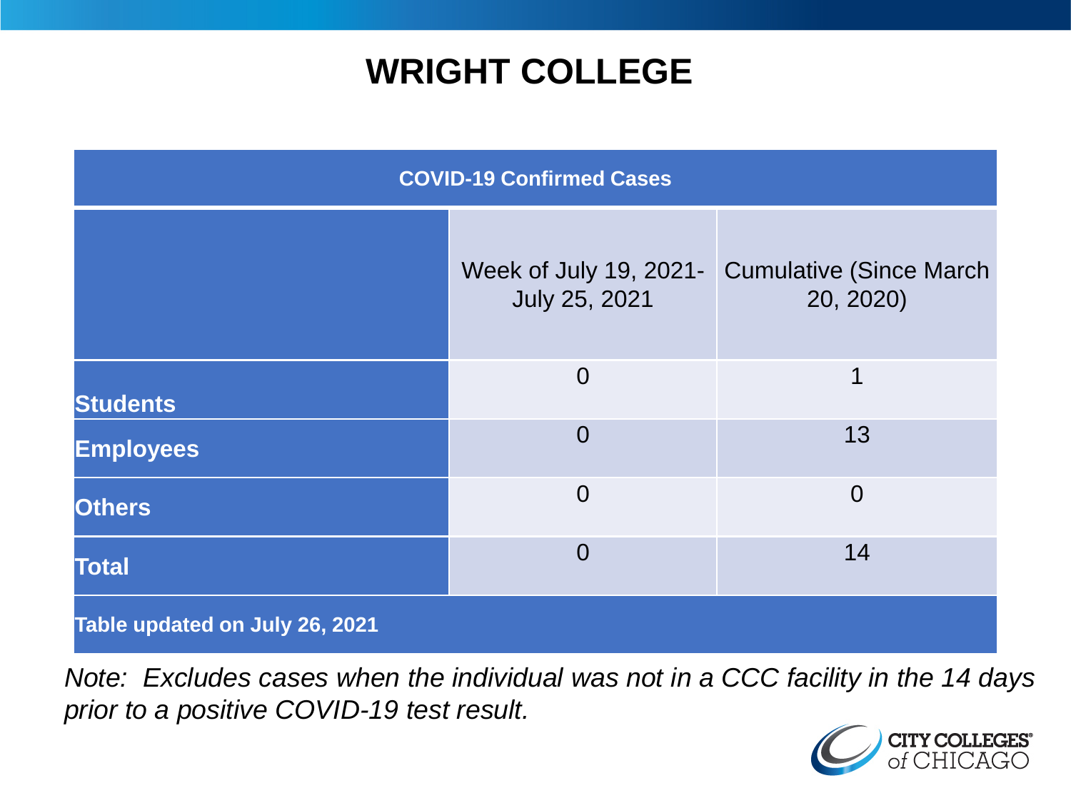# WRIGHT COLLEGE

| COVID-19 Confirmed Cases | | |
|---|---|---|
| | Week of July 19, 2021- July 25, 2021 | Cumulative (Since March 20, 2020) |
| **Students** | 0 | 1 |
| **Employees** | 0 | 13 |
| **Others** | 0 | 0 |
| **Total** | 0 | 14 |
| **Table updated on July 26, 2021** | | |

*Note: Excludes cases when the individual was not in a CCC facility in the 14 days prior to a positive COVID-19 test result.*

CITY COLLEGES of CHICAGO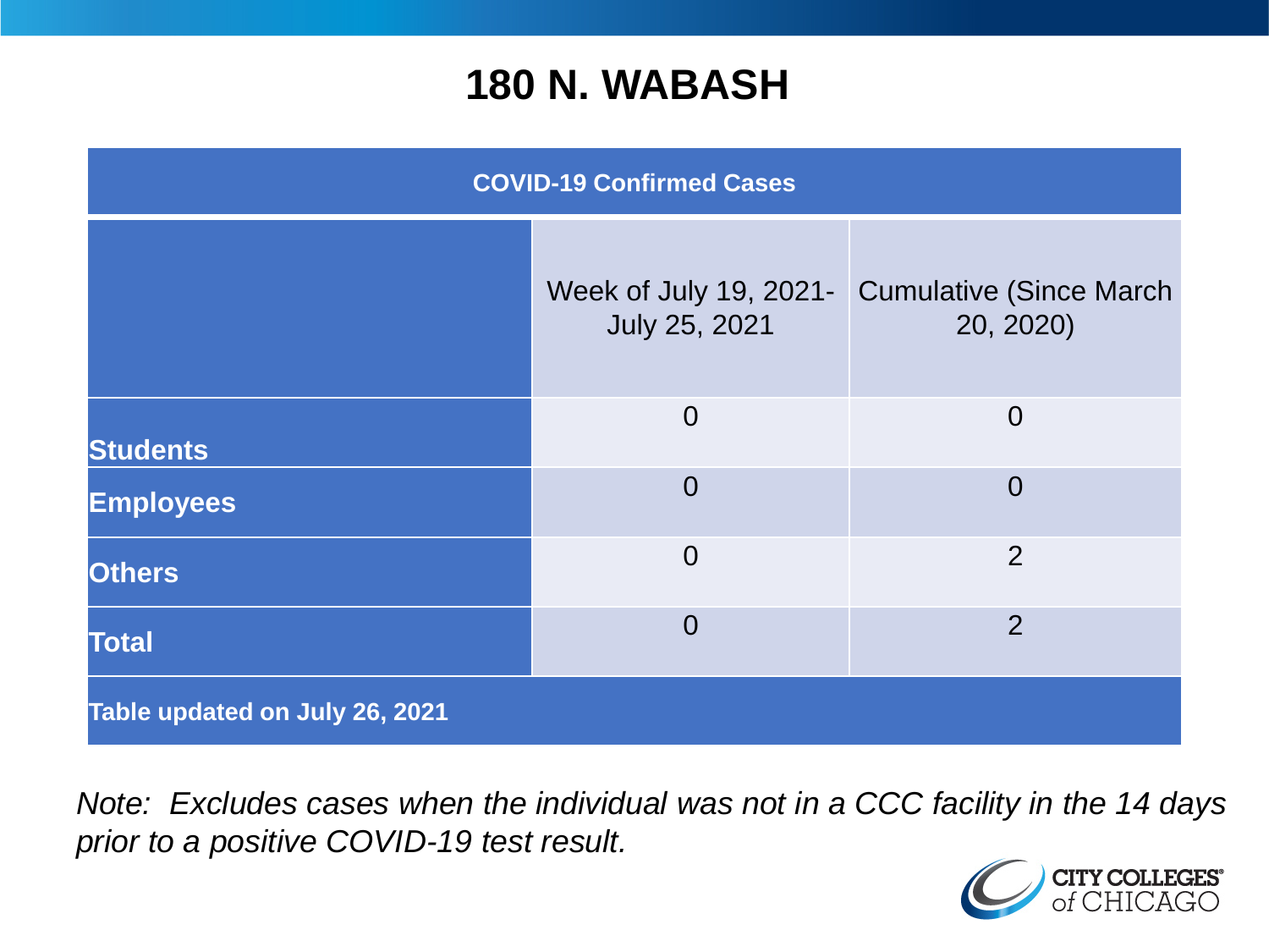# 180 N. WABASH

| COVID-19 Confirmed Cases | | |
|---|---|---|
| | Week of July 19, 2021-July 25, 2021 | Cumulative (Since March 20, 2020) |
| **Students** | 0 | 0 |
| **Employees** | 0 | 0 |
| **Others** | 0 | 2 |
| **Total** | 0 | 2 |
| **Table updated on July 26, 2021** | | |

*Note: Excludes cases when the individual was not in a CCC facility in the 14 days prior to a positive COVID-19 test result.*

CITY COLLEGES of CHICAGO